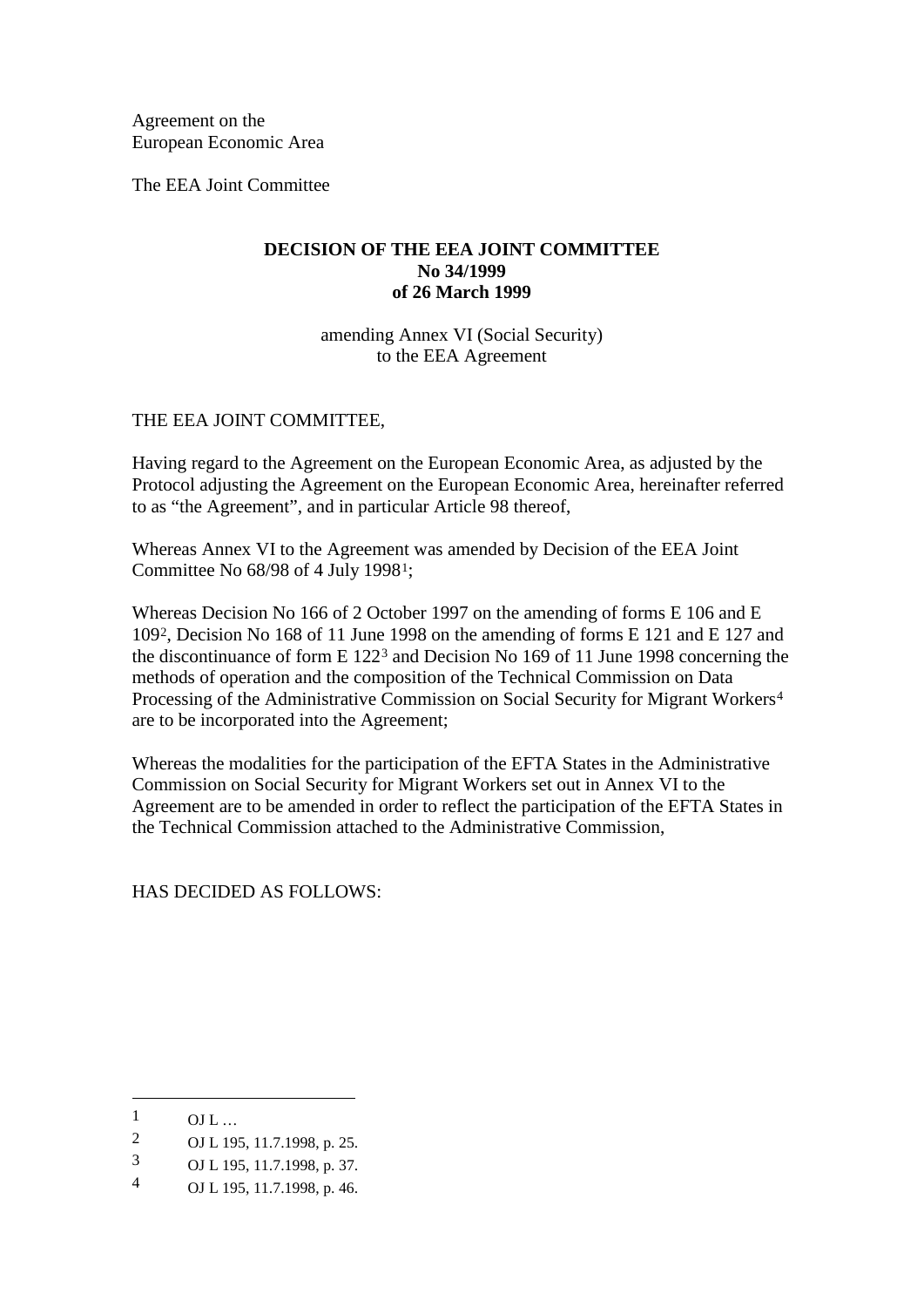Agreement on the
European Economic Area

The EEA Joint Committee

**DECISION OF THE EEA JOINT COMMITTEE**
**No 34/1999**
**of 26 March 1999**

amending Annex VI (Social Security)
to the EEA Agreement

THE EEA JOINT COMMITTEE,

Having regard to the Agreement on the European Economic Area, as adjusted by the Protocol adjusting the Agreement on the European Economic Area, hereinafter referred to as "the Agreement", and in particular Article 98 thereof,

Whereas Annex VI to the Agreement was amended by Decision of the EEA Joint Committee No 68/98 of 4 July 1998[1];

Whereas Decision No 166 of 2 October 1997 on the amending of forms E 106 and E 109[2], Decision No 168 of 11 June 1998 on the amending of forms E 121 and E 127 and the discontinuance of form E 122[3] and Decision No 169 of 11 June 1998 concerning the methods of operation and the composition of the Technical Commission on Data Processing of the Administrative Commission on Social Security for Migrant Workers[4] are to be incorporated into the Agreement;

Whereas the modalities for the participation of the EFTA States in the Administrative Commission on Social Security for Migrant Workers set out in Annex VI to the Agreement are to be amended in order to reflect the participation of the EFTA States in the Technical Commission attached to the Administrative Commission,

HAS DECIDED AS FOLLOWS:

---

[1] OJ L …

[2] OJ L 195, 11.7.1998, p. 25.

[3] OJ L 195, 11.7.1998, p. 37.

[4] OJ L 195, 11.7.1998, p. 46.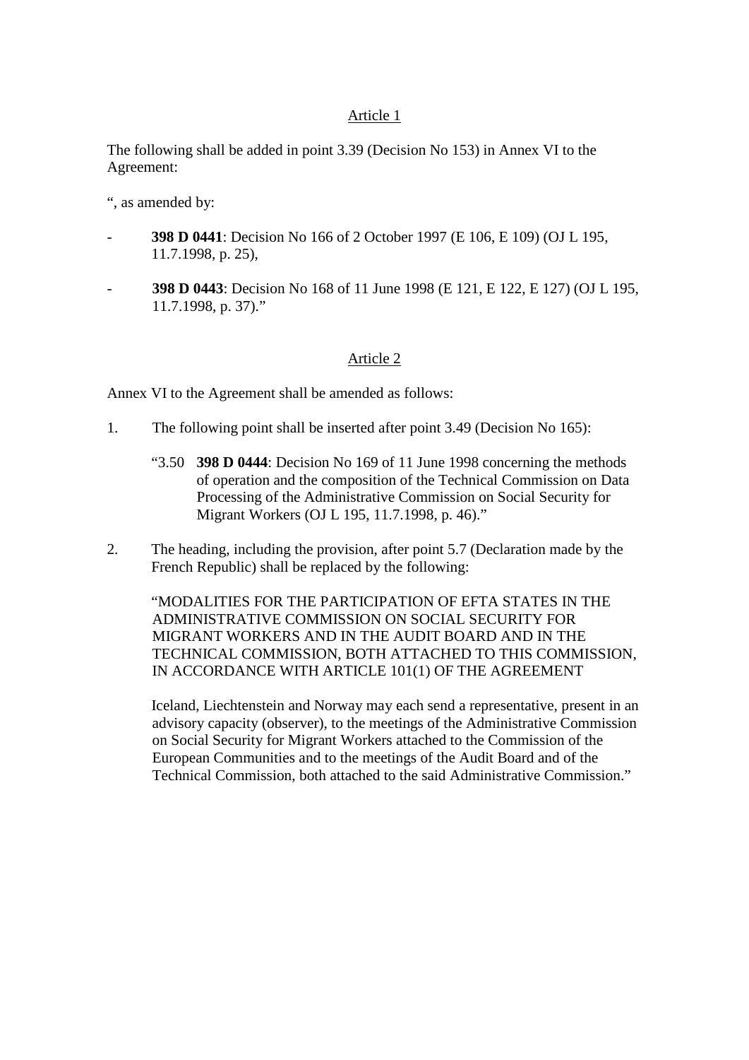## Article 1

The following shall be added in point 3.39 (Decision No 153) in Annex VI to the Agreement:

“, as amended by:

- **398 D 0441**: Decision No 166 of 2 October 1997 (E 106, E 109) (OJ L 195, 11.7.1998, p. 25),
- **398 D 0443**: Decision No 168 of 11 June 1998 (E 121, E 122, E 127) (OJ L 195, 11.7.1998, p. 37).”

## Article 2

Annex VI to the Agreement shall be amended as follows:

1. The following point shall be inserted after point 3.49 (Decision No 165):

   “3.50 **398 D 0444**: Decision No 169 of 11 June 1998 concerning the methods of operation and the composition of the Technical Commission on Data Processing of the Administrative Commission on Social Security for Migrant Workers (OJ L 195, 11.7.1998, p. 46).”

2. The heading, including the provision, after point 5.7 (Declaration made by the French Republic) shall be replaced by the following:

   “MODALITIES FOR THE PARTICIPATION OF EFTA STATES IN THE ADMINISTRATIVE COMMISSION ON SOCIAL SECURITY FOR MIGRANT WORKERS AND IN THE AUDIT BOARD AND IN THE TECHNICAL COMMISSION, BOTH ATTACHED TO THIS COMMISSION, IN ACCORDANCE WITH ARTICLE 101(1) OF THE AGREEMENT

   Iceland, Liechtenstein and Norway may each send a representative, present in an advisory capacity (observer), to the meetings of the Administrative Commission on Social Security for Migrant Workers attached to the Commission of the European Communities and to the meetings of the Audit Board and of the Technical Commission, both attached to the said Administrative Commission.”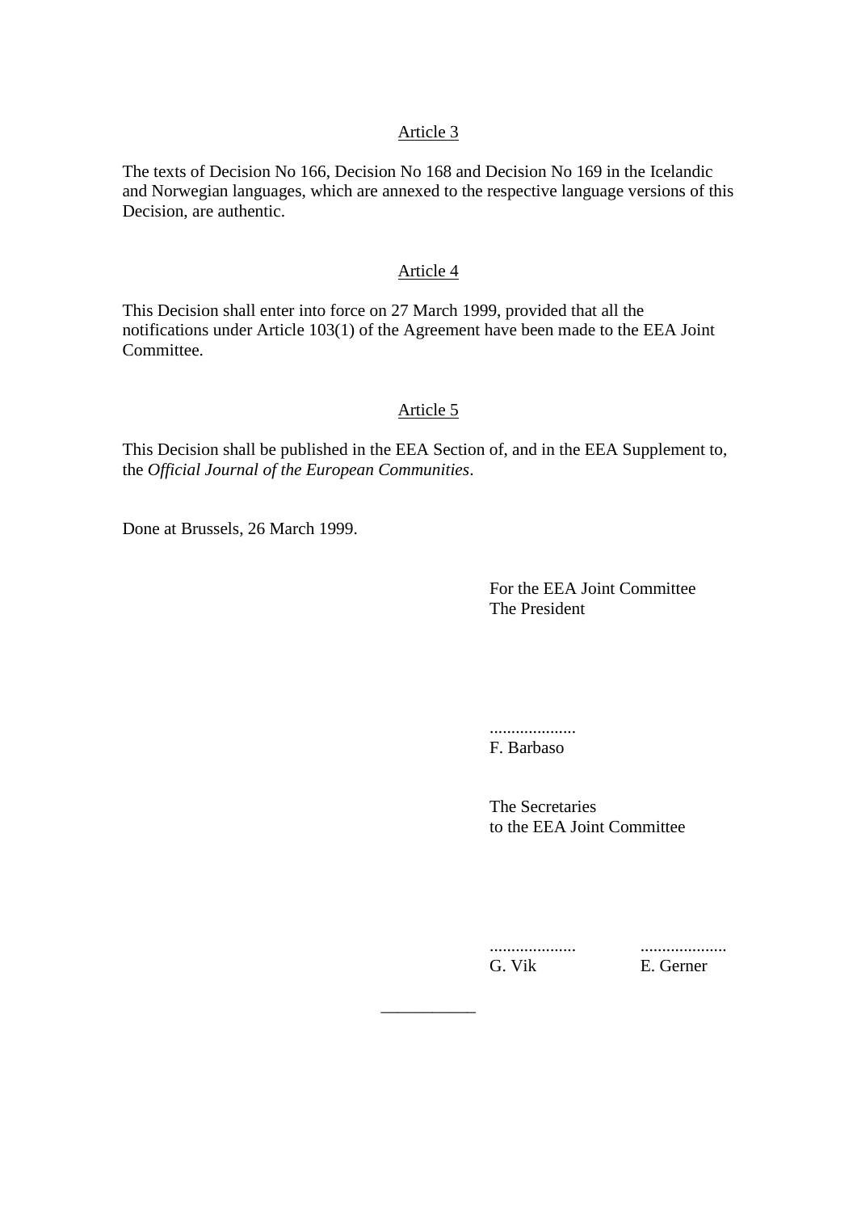Article 3

The texts of Decision No 166, Decision No 168 and Decision No 169 in the Icelandic and Norwegian languages, which are annexed to the respective language versions of this Decision, are authentic.

Article 4

This Decision shall enter into force on 27 March 1999, provided that all the notifications under Article 103(1) of the Agreement have been made to the EEA Joint Committee.

Article 5

This Decision shall be published in the EEA Section of, and in the EEA Supplement to, the *Official Journal of the European Communities*.

Done at Brussels, 26 March 1999.

For the EEA Joint Committee
The President

....................
F. Barbaso

The Secretaries
to the EEA Joint Committee

| | |
|---|---|
| .................... | .................... |
| G. Vik | E. Gerner |

___________